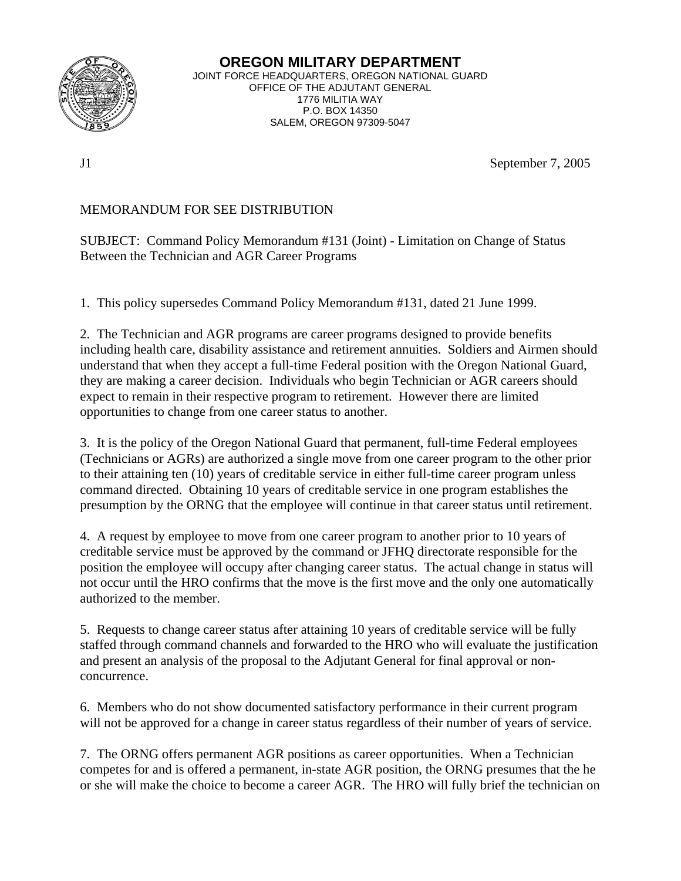# OREGON MILITARY DEPARTMENT

JOINT FORCE HEADQUARTERS, OREGON NATIONAL GUARD
OFFICE OF THE ADJUTANT GENERAL
1776 MILITIA WAY
P.O. BOX 14350
SALEM, OREGON 97309-5047

J1 September 7, 2005

MEMORANDUM FOR SEE DISTRIBUTION

SUBJECT: Command Policy Memorandum #131 (Joint) - Limitation on Change of Status Between the Technician and AGR Career Programs

1. This policy supersedes Command Policy Memorandum #131, dated 21 June 1999.

2. The Technician and AGR programs are career programs designed to provide benefits including health care, disability assistance and retirement annuities. Soldiers and Airmen should understand that when they accept a full-time Federal position with the Oregon National Guard, they are making a career decision. Individuals who begin Technician or AGR careers should expect to remain in their respective program to retirement. However there are limited opportunities to change from one career status to another.

3. It is the policy of the Oregon National Guard that permanent, full-time Federal employees (Technicians or AGRs) are authorized a single move from one career program to the other prior to their attaining ten (10) years of creditable service in either full-time career program unless command directed. Obtaining 10 years of creditable service in one program establishes the presumption by the ORNG that the employee will continue in that career status until retirement.

4. A request by employee to move from one career program to another prior to 10 years of creditable service must be approved by the command or JFHQ directorate responsible for the position the employee will occupy after changing career status. The actual change in status will not occur until the HRO confirms that the move is the first move and the only one automatically authorized to the member.

5. Requests to change career status after attaining 10 years of creditable service will be fully staffed through command channels and forwarded to the HRO who will evaluate the justification and present an analysis of the proposal to the Adjutant General for final approval or non-concurrence.

6. Members who do not show documented satisfactory performance in their current program will not be approved for a change in career status regardless of their number of years of service.

7. The ORNG offers permanent AGR positions as career opportunities. When a Technician competes for and is offered a permanent, in-state AGR position, the ORNG presumes that the he or she will make the choice to become a career AGR. The HRO will fully brief the technician on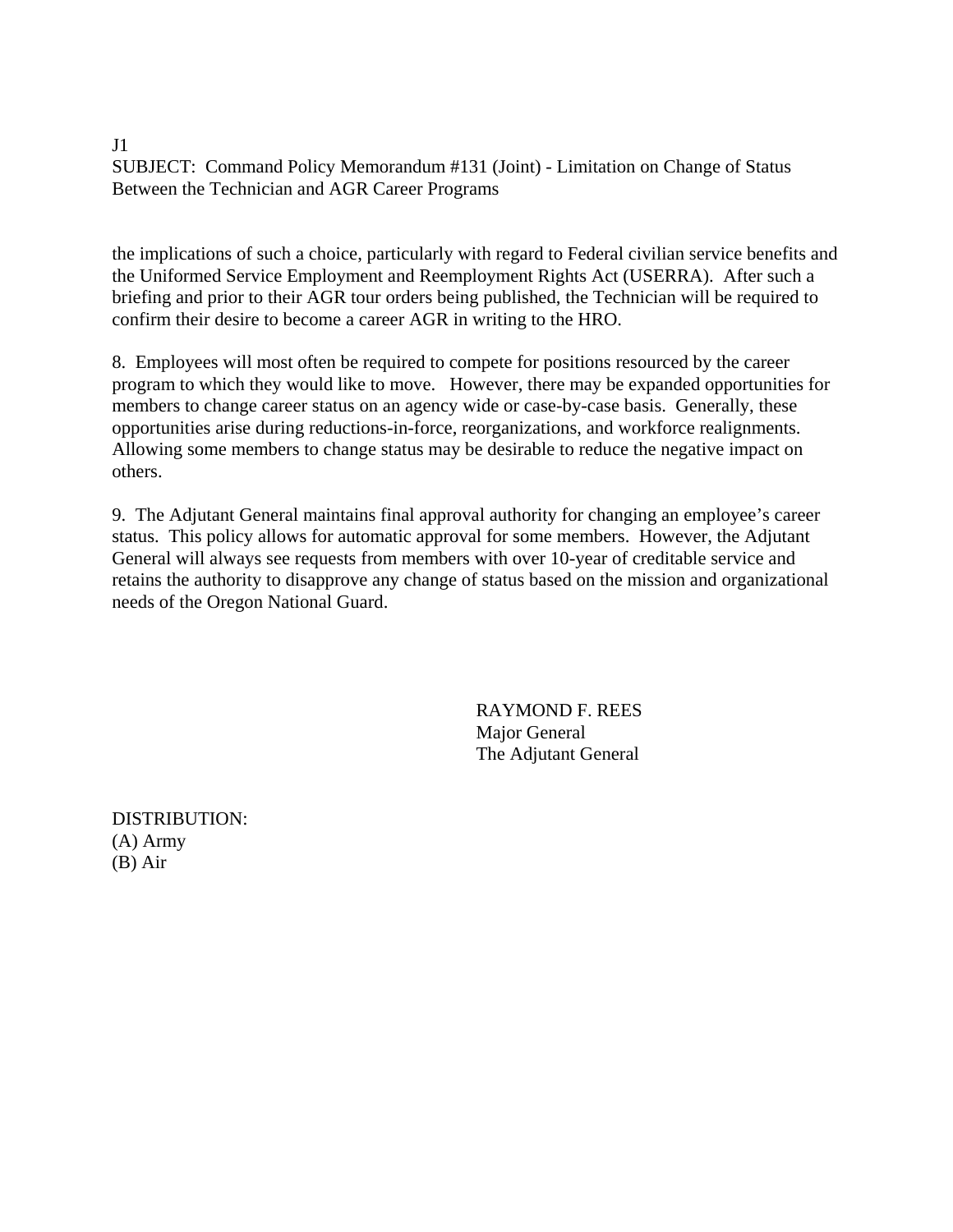the implications of such a choice, particularly with regard to Federal civilian service benefits and the Uniformed Service Employment and Reemployment Rights Act (USERRA). After such a briefing and prior to their AGR tour orders being published, the Technician will be required to confirm their desire to become a career AGR in writing to the HRO.

8. Employees will most often be required to compete for positions resourced by the career program to which they would like to move. However, there may be expanded opportunities for members to change career status on an agency wide or case-by-case basis. Generally, these opportunities arise during reductions-in-force, reorganizations, and workforce realignments. Allowing some members to change status may be desirable to reduce the negative impact on others.

9. The Adjutant General maintains final approval authority for changing an employee's career status. This policy allows for automatic approval for some members. However, the Adjutant General will always see requests from members with over 10-year of creditable service and retains the authority to disapprove any change of status based on the mission and organizational needs of the Oregon National Guard.

RAYMOND F. REES
Major General
The Adjutant General

DISTRIBUTION:
(A) Army
(B) Air